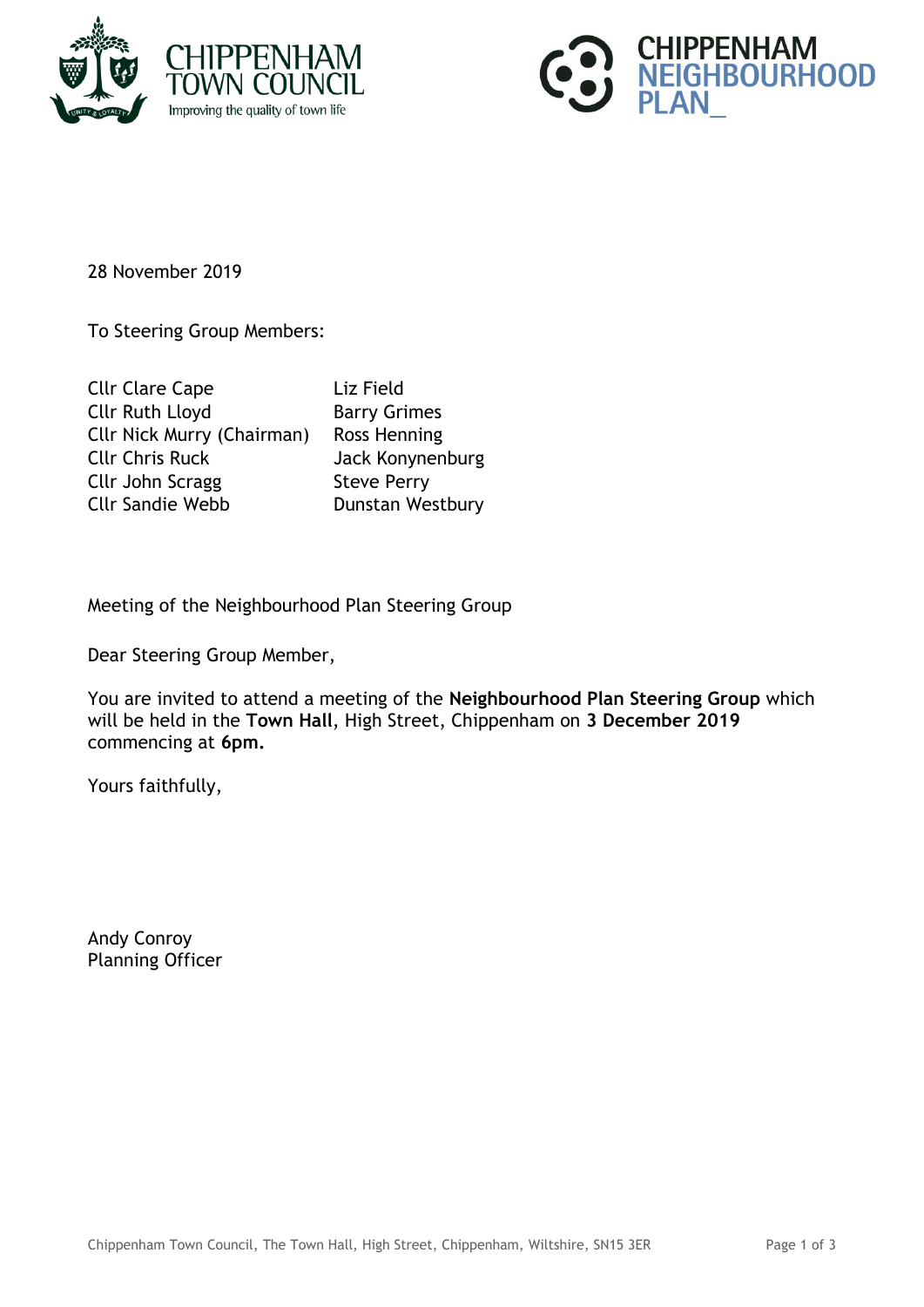CHIPPENHAM TOWN COUNCIL
Improving the quality of town life

CHIPPENHAM NEIGHBOURHOOD PLAN_

28 November 2019

To Steering Group Members:

| | |
|---|---|
| Cllr Clare Cape | Liz Field |
| Cllr Ruth Lloyd | Barry Grimes |
| Cllr Nick Murry (Chairman) | Ross Henning |
| Cllr Chris Ruck | Jack Konynenburg |
| Cllr John Scragg | Steve Perry |
| Cllr Sandie Webb | Dunstan Westbury |

Meeting of the Neighbourhood Plan Steering Group

Dear Steering Group Member,

You are invited to attend a meeting of the **Neighbourhood Plan Steering Group** which will be held in the **Town Hall**, High Street, Chippenham on **3 December 2019** commencing at **6pm.**

Yours faithfully,

Andy Conroy
Planning Officer

Chippenham Town Council, The Town Hall, High Street, Chippenham, Wiltshire, SN15 3ER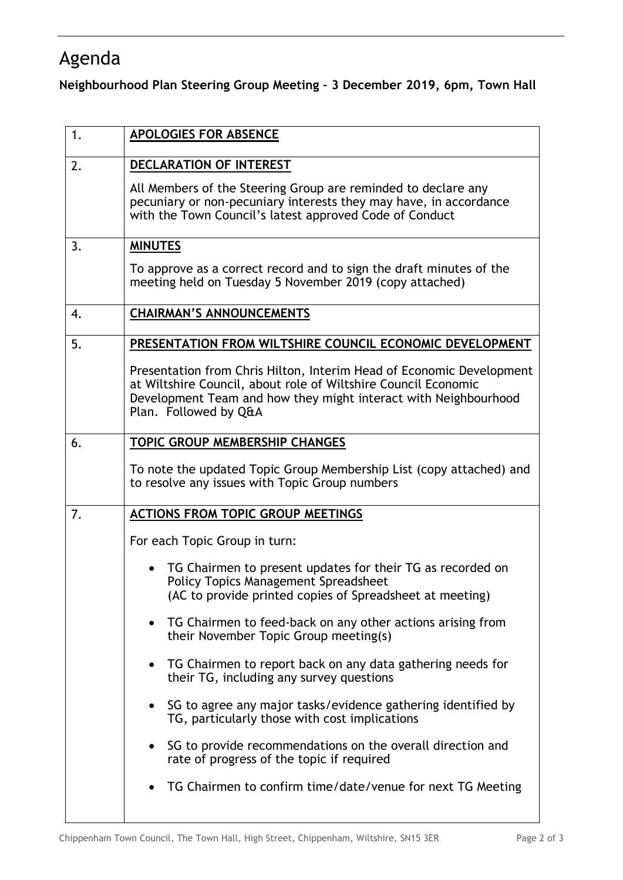# Agenda

**Neighbourhood Plan Steering Group Meeting – 3 December 2019, 6pm, Town Hall**

| | |
|---|---|
| 1. | **APOLOGIES FOR ABSENCE** |
| 2. | **DECLARATION OF INTEREST**<br><br>All Members of the Steering Group are reminded to declare any pecuniary or non-pecuniary interests they may have, in accordance with the Town Council's latest approved Code of Conduct |
| 3. | **MINUTES**<br><br>To approve as a correct record and to sign the draft minutes of the meeting held on Tuesday 5 November 2019 (copy attached) |
| 4. | **CHAIRMAN'S ANNOUNCEMENTS** |
| 5. | **PRESENTATION FROM WILTSHIRE COUNCIL ECONOMIC DEVELOPMENT**<br><br>Presentation from Chris Hilton, Interim Head of Economic Development at Wiltshire Council, about role of Wiltshire Council Economic Development Team and how they might interact with Neighbourhood Plan. Followed by Q&A |
| 6. | **TOPIC GROUP MEMBERSHIP CHANGES**<br><br>To note the updated Topic Group Membership List (copy attached) and to resolve any issues with Topic Group numbers |
| 7. | **ACTIONS FROM TOPIC GROUP MEETINGS**<br><br>For each Topic Group in turn:<br><br>• TG Chairmen to present updates for their TG as recorded on Policy Topics Management Spreadsheet (AC to provide printed copies of Spreadsheet at meeting)<br><br>• TG Chairmen to feed-back on any other actions arising from their November Topic Group meeting(s)<br><br>• TG Chairmen to report back on any data gathering needs for their TG, including any survey questions<br><br>• SG to agree any major tasks/evidence gathering identified by TG, particularly those with cost implications<br><br>• SG to provide recommendations on the overall direction and rate of progress of the topic if required<br><br>• TG Chairmen to confirm time/date/venue for next TG Meeting |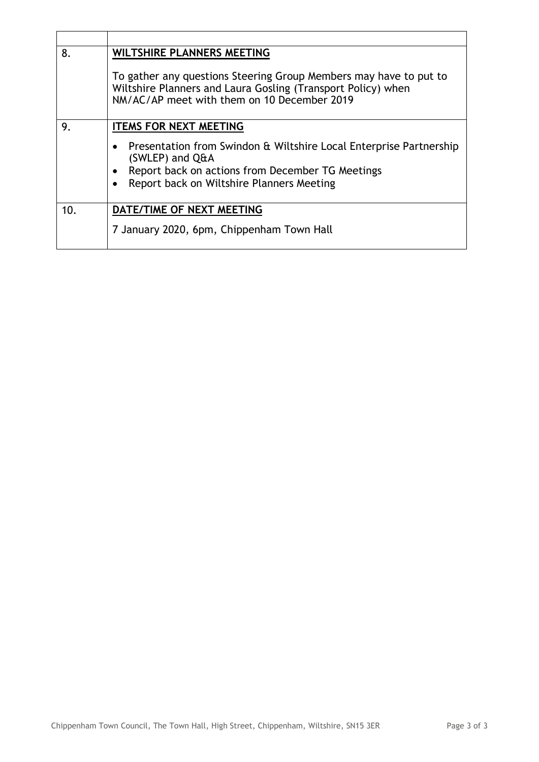| | |
|---|---|
| 8. | **WILTSHIRE PLANNERS MEETING**<br><br>To gather any questions Steering Group Members may have to put to Wiltshire Planners and Laura Gosling (Transport Policy) when NM/AC/AP meet with them on 10 December 2019 |
| 9. | **ITEMS FOR NEXT MEETING**<br><br>• Presentation from Swindon & Wiltshire Local Enterprise Partnership (SWLEP) and Q&A<br>• Report back on actions from December TG Meetings<br>• Report back on Wiltshire Planners Meeting |
| 10. | **DATE/TIME OF NEXT MEETING**<br><br>7 January 2020, 6pm, Chippenham Town Hall |

Chippenham Town Council, The Town Hall, High Street, Chippenham, Wiltshire, SN15 3ER